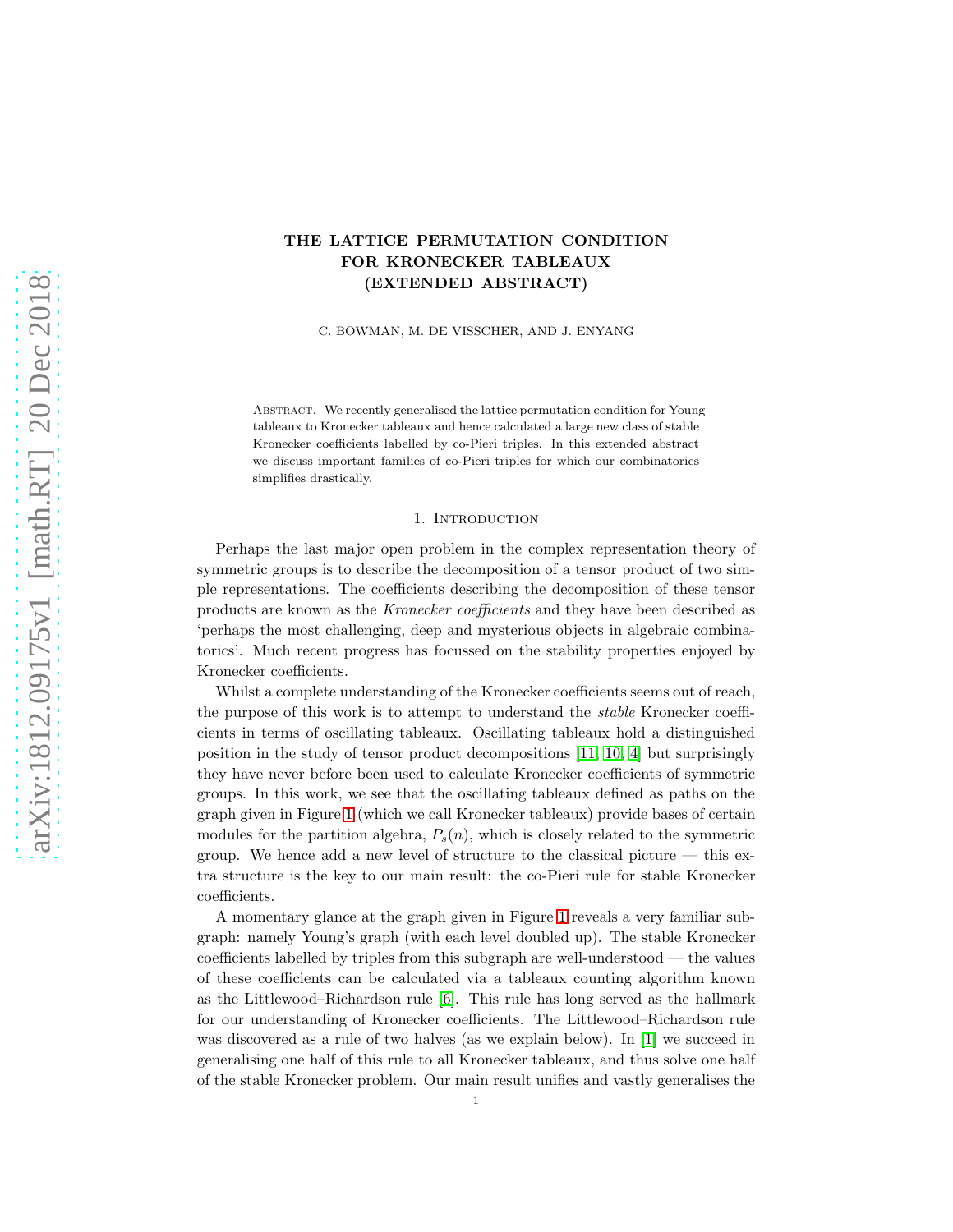# THE LATTICE PERMUTATION CONDITION FOR KRONECKER TABLEAUX (EXTENDED ABSTRACT)

C. BOWMAN, M. DE VISSCHER, AND J. ENYANG

Abstract. We recently generalised the lattice permutation condition for Young tableaux to Kronecker tableaux and hence calculated a large new class of stable Kronecker coefficients labelled by co-Pieri triples. In this extended abstract we discuss important families of co-Pieri triples for which our combinatorics simplifies drastically.

## 1. Introduction

Perhaps the last major open problem in the complex representation theory of symmetric groups is to describe the decomposition of a tensor product of two simple representations. The coefficients describing the decomposition of these tensor products are known as the *Kronecker coefficients* and they have been described as 'perhaps the most challenging, deep and mysterious objects in algebraic combinatorics'. Much recent progress has focussed on the stability properties enjoyed by Kronecker coefficients.

Whilst a complete understanding of the Kronecker coefficients seems out of reach, the purpose of this work is to attempt to understand the *stable* Kronecker coefficients in terms of oscillating tableaux. Oscillating tableaux hold a distinguished position in the study of tensor product decompositions [11, 10, 4] but surprisingly they have never before been used to calculate Kronecker coefficients of symmetric groups. In this work, we see that the oscillating tableaux defined as paths on the graph given in Figure 1 (which we call Kronecker tableaux) provide bases of certain modules for the partition algebra, $P_s(n)$, which is closely related to the symmetric group. We hence add a new level of structure to the classical picture — this extra structure is the key to our main result: the co-Pieri rule for stable Kronecker coefficients.

A momentary glance at the graph given in Figure 1 reveals a very familiar subgraph: namely Young's graph (with each level doubled up). The stable Kronecker coefficients labelled by triples from this subgraph are well-understood — the values of these coefficients can be calculated via a tableaux counting algorithm known as the Littlewood–Richardson rule [6]. This rule has long served as the hallmark for our understanding of Kronecker coefficients. The Littlewood–Richardson rule was discovered as a rule of two halves (as we explain below). In [1] we succeed in generalising one half of this rule to all Kronecker tableaux, and thus solve one half of the stable Kronecker problem. Our main result unifies and vastly generalises the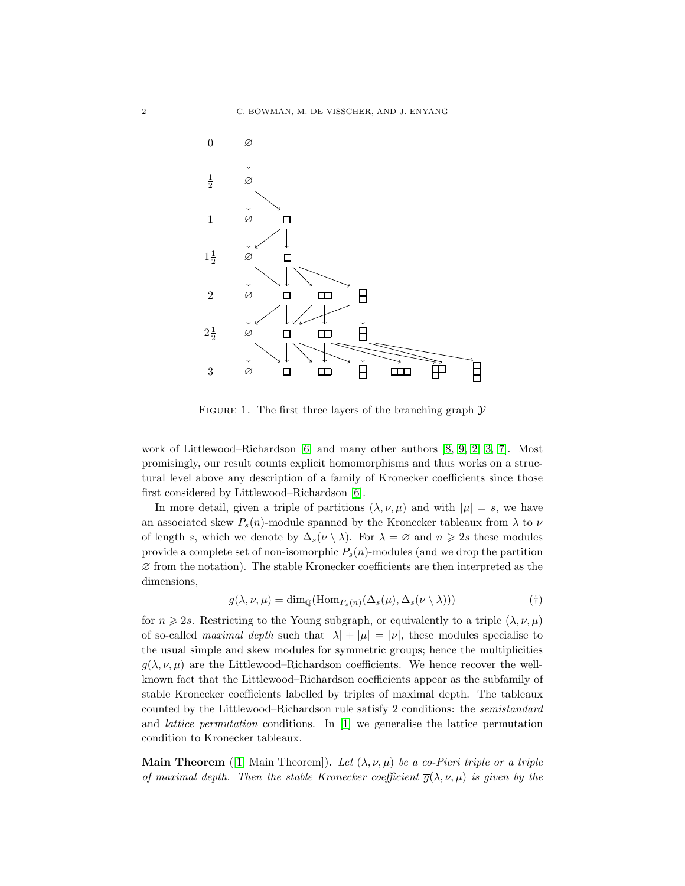FIGURE 1. The first three layers of the branching graph $\mathcal{Y}$

work of Littlewood–Richardson [6] and many other authors [8, 9, 2, 3, 7]. Most promisingly, our result counts explicit homomorphisms and thus works on a structural level above any description of a family of Kronecker coefficients since those first considered by Littlewood–Richardson [6].

In more detail, given a triple of partitions $(\lambda, \nu, \mu)$ and with $|\mu| = s$, we have an associated skew $P_s(n)$-module spanned by the Kronecker tableaux from $\lambda$ to $\nu$ of length $s$, which we denote by $\Delta_s(\nu \setminus \lambda)$. For $\lambda = \varnothing$ and $n \geqslant 2s$ these modules provide a complete set of non-isomorphic $P_s(n)$-modules (and we drop the partition $\varnothing$ from the notation). The stable Kronecker coefficients are then interpreted as the dimensions,

$$\overline{g}(\lambda, \nu, \mu) = \dim_{\mathbb{Q}}(\mathrm{Hom}_{P_s(n)}(\Delta_s(\mu), \Delta_s(\nu \setminus \lambda))) \tag{†}$$

for $n \geqslant 2s$. Restricting to the Young subgraph, or equivalently to a triple $(\lambda, \nu, \mu)$ of so-called *maximal depth* such that $|\lambda| + |\mu| = |\nu|$, these modules specialise to the usual simple and skew modules for symmetric groups; hence the multiplicities $\overline{g}(\lambda, \nu, \mu)$ are the Littlewood–Richardson coefficients. We hence recover the well-known fact that the Littlewood–Richardson coefficients appear as the subfamily of stable Kronecker coefficients labelled by triples of maximal depth. The tableaux counted by the Littlewood–Richardson rule satisfy 2 conditions: the *semistandard* and *lattice permutation* conditions. In [1] we generalise the lattice permutation condition to Kronecker tableaux.

**Main Theorem** ([1, Main Theorem]). *Let $(\lambda, \nu, \mu)$ be a co-Pieri triple or a triple of maximal depth. Then the stable Kronecker coefficient $\overline{g}(\lambda, \nu, \mu)$ is given by the*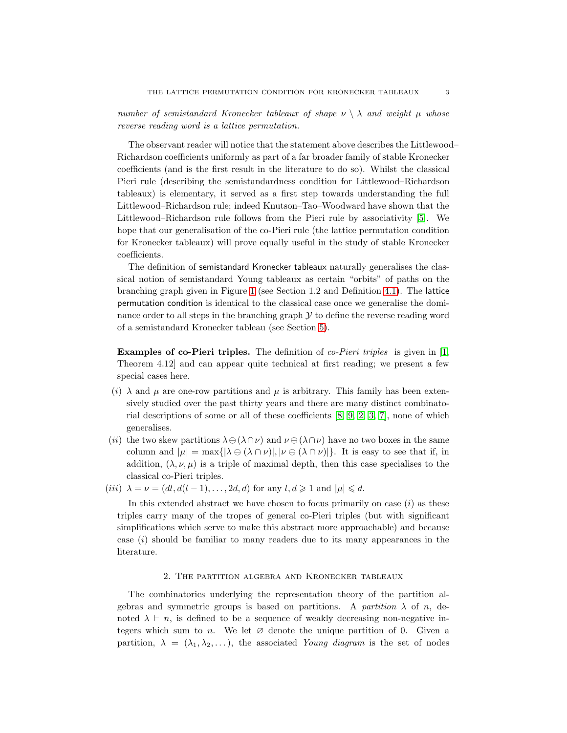*number of semistandard Kronecker tableaux of shape $\nu \setminus \lambda$ and weight $\mu$ whose reverse reading word is a lattice permutation.*

The observant reader will notice that the statement above describes the Littlewood–Richardson coefficients uniformly as part of a far broader family of stable Kronecker coefficients (and is the first result in the literature to do so). Whilst the classical Pieri rule (describing the semistandardness condition for Littlewood–Richardson tableaux) is elementary, it served as a first step towards understanding the full Littlewood–Richardson rule; indeed Knutson–Tao–Woodward have shown that the Littlewood–Richardson rule follows from the Pieri rule by associativity [5]. We hope that our generalisation of the co-Pieri rule (the lattice permutation condition for Kronecker tableaux) will prove equally useful in the study of stable Kronecker coefficients.

The definition of semistandard Kronecker tableaux naturally generalises the classical notion of semistandard Young tableaux as certain "orbits" of paths on the branching graph given in Figure 1 (see Section 1.2 and Definition 4.1). The lattice permutation condition is identical to the classical case once we generalise the dominance order to all steps in the branching graph $\mathcal{Y}$ to define the reverse reading word of a semistandard Kronecker tableau (see Section 5).

**Examples of co-Pieri triples.** The definition of *co-Pieri triples* is given in [1, Theorem 4.12] and can appear quite technical at first reading; we present a few special cases here.

- $(i)$ $\lambda$ and $\mu$ are one-row partitions and $\mu$ is arbitrary. This family has been extensively studied over the past thirty years and there are many distinct combinatorial descriptions of some or all of these coefficients [8, 9, 2, 3, 7], none of which generalises.
- $(ii)$ the two skew partitions $\lambda \ominus (\lambda \cap \nu)$ and $\nu \ominus (\lambda \cap \nu)$ have no two boxes in the same column and $|\mu| = \max\{|\lambda \ominus (\lambda \cap \nu)|, |\nu \ominus (\lambda \cap \nu)|\}$. It is easy to see that if, in addition, $(\lambda, \nu, \mu)$ is a triple of maximal depth, then this case specialises to the classical co-Pieri triples.
- $(iii)$ $\lambda = \nu = (dl, d(l-1), \dots, 2d, d)$ for any $l, d \geqslant 1$ and $|\mu| \leqslant d$.

In this extended abstract we have chosen to focus primarily on case $(i)$ as these triples carry many of the tropes of general co-Pieri triples (but with significant simplifications which serve to make this abstract more approachable) and because case $(i)$ should be familiar to many readers due to its many appearances in the literature.

## 2. The partition algebra and Kronecker tableaux

The combinatorics underlying the representation theory of the partition algebras and symmetric groups is based on partitions. A *partition* $\lambda$ of $n$, denoted $\lambda \vdash n$, is defined to be a sequence of weakly decreasing non-negative integers which sum to $n$. We let $\varnothing$ denote the unique partition of 0. Given a partition, $\lambda = (\lambda_1, \lambda_2, \dots)$, the associated *Young diagram* is the set of nodes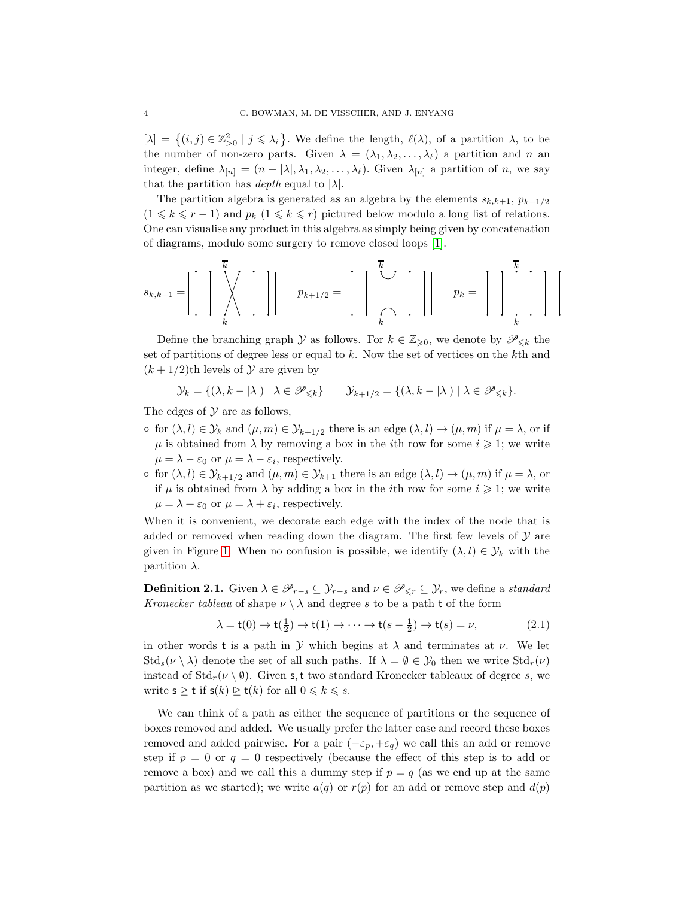$[\lambda] = \left\{(i,j) \in \mathbb{Z}^2_{>0} \mid j \leqslant \lambda_i\right\}$. We define the length, $\ell(\lambda)$, of a partition $\lambda$, to be the number of non-zero parts. Given $\lambda = (\lambda_1, \lambda_2, \ldots, \lambda_\ell)$ a partition and $n$ an integer, define $\lambda_{[n]} = (n - |\lambda|, \lambda_1, \lambda_2, \ldots, \lambda_\ell)$. Given $\lambda_{[n]}$ a partition of $n$, we say that the partition has *depth* equal to $|\lambda|$.

The partition algebra is generated as an algebra by the elements $s_{k,k+1}$, $p_{k+1/2}$ $(1 \leqslant k \leqslant r-1)$ and $p_k$ $(1 \leqslant k \leqslant r)$ pictured below modulo a long list of relations. One can visualise any product in this algebra as simply being given by concatenation of diagrams, modulo some surgery to remove closed loops [1].

$s_{k,k+1} =$ $\qquad$ $p_{k+1/2} =$ $\qquad$ $p_k =$

Define the branching graph $\mathcal{Y}$ as follows. For $k \in \mathbb{Z}_{\geqslant 0}$, we denote by $\mathscr{P}_{\leqslant k}$ the set of partitions of degree less or equal to $k$. Now the set of vertices on the $k$th and $(k+1/2)$th levels of $\mathcal{Y}$ are given by

$$\mathcal{Y}_k = \{(\lambda, k - |\lambda|) \mid \lambda \in \mathscr{P}_{\leqslant k}\} \qquad \mathcal{Y}_{k+1/2} = \{(\lambda, k - |\lambda|) \mid \lambda \in \mathscr{P}_{\leqslant k}\}.$$

The edges of $\mathcal{Y}$ are as follows,

- for $(\lambda, l) \in \mathcal{Y}_k$ and $(\mu, m) \in \mathcal{Y}_{k+1/2}$ there is an edge $(\lambda, l) \to (\mu, m)$ if $\mu = \lambda$, or if $\mu$ is obtained from $\lambda$ by removing a box in the $i$th row for some $i \geqslant 1$; we write $\mu = \lambda - \varepsilon_0$ or $\mu = \lambda - \varepsilon_i$, respectively.
- for $(\lambda, l) \in \mathcal{Y}_{k+1/2}$ and $(\mu, m) \in \mathcal{Y}_{k+1}$ there is an edge $(\lambda, l) \to (\mu, m)$ if $\mu = \lambda$, or if $\mu$ is obtained from $\lambda$ by adding a box in the $i$th row for some $i \geqslant 1$; we write $\mu = \lambda + \varepsilon_0$ or $\mu = \lambda + \varepsilon_i$, respectively.

When it is convenient, we decorate each edge with the index of the node that is added or removed when reading down the diagram. The first few levels of $\mathcal{Y}$ are given in Figure 1. When no confusion is possible, we identify $(\lambda, l) \in \mathcal{Y}_k$ with the partition $\lambda$.

**Definition 2.1.** *Given $\lambda \in \mathscr{P}_{r-s} \subseteq \mathcal{Y}_{r-s}$ and $\nu \in \mathscr{P}_{\leqslant r} \subseteq \mathcal{Y}_r$, we define a standard Kronecker tableau of shape $\nu \setminus \lambda$ and degree $s$ to be a path $\mathsf{t}$ of the form*

$$\lambda = \mathsf{t}(0) \to \mathsf{t}(\tfrac{1}{2}) \to \mathsf{t}(1) \to \cdots \to \mathsf{t}(s - \tfrac{1}{2}) \to \mathsf{t}(s) = \nu, \tag{2.1}$$

*in other words $\mathsf{t}$ is a path in $\mathcal{Y}$ which begins at $\lambda$ and terminates at $\nu$. We let $\mathrm{Std}_s(\nu \setminus \lambda)$ denote the set of all such paths. If $\lambda = \emptyset \in \mathcal{Y}_0$ then we write $\mathrm{Std}_r(\nu)$ instead of $\mathrm{Std}_r(\nu \setminus \emptyset)$. Given $\mathsf{s}, \mathsf{t}$ two standard Kronecker tableaux of degree $s$, we write $\mathsf{s} \trianglerighteq \mathsf{t}$ if $\mathsf{s}(k) \trianglerighteq \mathsf{t}(k)$ for all $0 \leqslant k \leqslant s$.*

We can think of a path as either the sequence of partitions or the sequence of boxes removed and added. We usually prefer the latter case and record these boxes removed and added pairwise. For a pair $(-\varepsilon_p, +\varepsilon_q)$ we call this an add or remove step if $p = 0$ or $q = 0$ respectively (because the effect of this step is to add or remove a box) and we call this a dummy step if $p = q$ (as we end up at the same partition as we started); we write $a(q)$ or $r(p)$ for an add or remove step and $d(p)$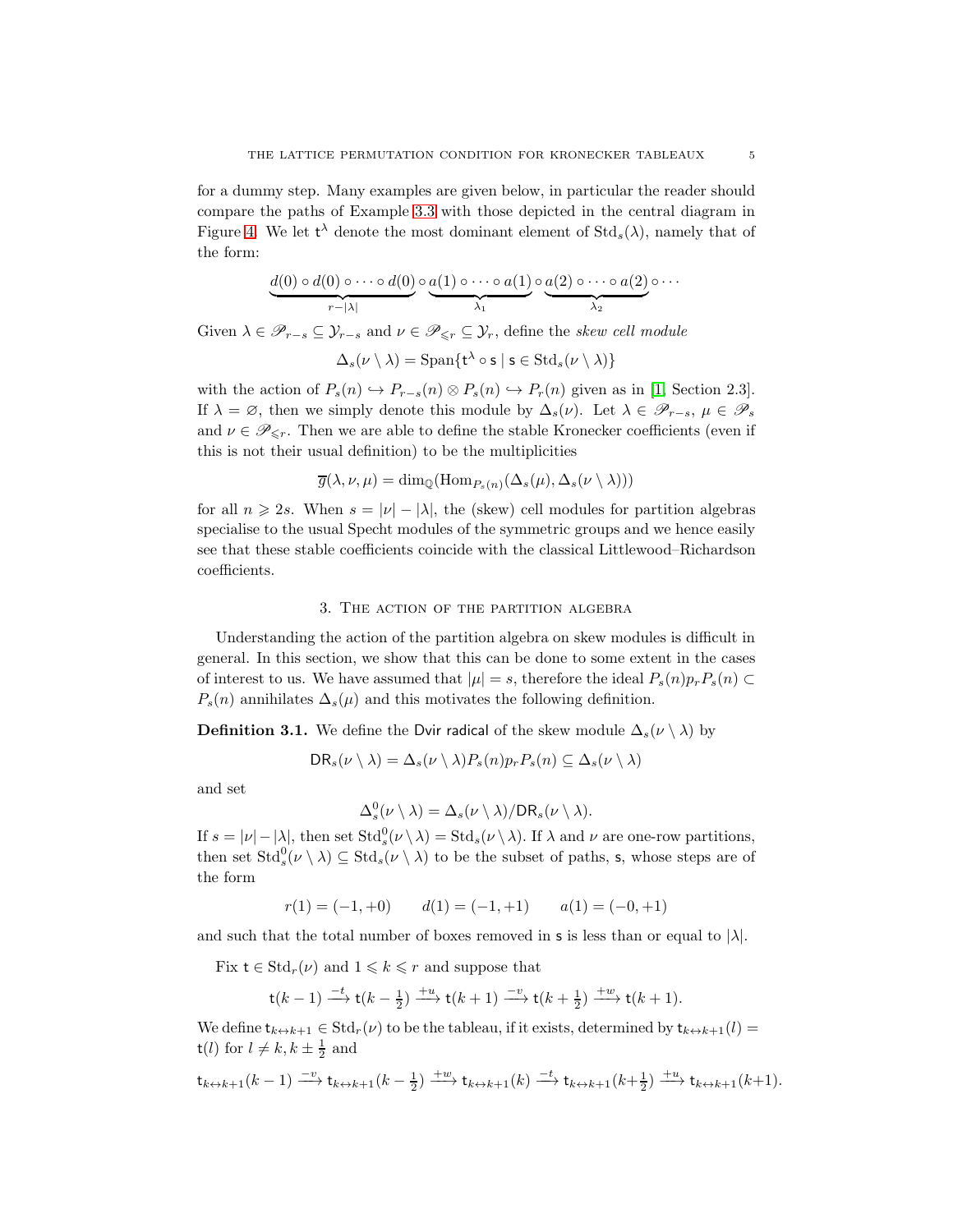for a dummy step. Many examples are given below, in particular the reader should compare the paths of Example 3.3 with those depicted in the central diagram in Figure 4. We let $\mathsf{t}^\lambda$ denote the most dominant element of $\mathrm{Std}_s(\lambda)$, namely that of the form:

$$\underbrace{d(0)\circ d(0)\circ\cdots\circ d(0)}_{r-|\lambda|}\circ\underbrace{a(1)\circ\cdots\circ a(1)}_{\lambda_1}\circ\underbrace{a(2)\circ\cdots\circ a(2)}_{\lambda_2}\circ\cdots$$

Given $\lambda\in\mathscr{P}_{r-s}\subseteq\mathcal{Y}_{r-s}$ and $\nu\in\mathscr{P}_{\leqslant r}\subseteq\mathcal{Y}_r$, define the *skew cell module*

$$\Delta_s(\nu\setminus\lambda)=\mathrm{Span}\{\mathsf{t}^\lambda\circ\mathsf{s}\mid\mathsf{s}\in\mathrm{Std}_s(\nu\setminus\lambda)\}$$

with the action of $P_s(n)\hookrightarrow P_{r-s}(n)\otimes P_s(n)\hookrightarrow P_r(n)$ given as in [1, Section 2.3]. If $\lambda=\varnothing$, then we simply denote this module by $\Delta_s(\nu)$. Let $\lambda\in\mathscr{P}_{r-s}$, $\mu\in\mathscr{P}_s$ and $\nu\in\mathscr{P}_{\leqslant r}$. Then we are able to define the stable Kronecker coefficients (even if this is not their usual definition) to be the multiplicities

$$\overline{g}(\lambda,\nu,\mu)=\dim_{\mathbb{Q}}(\mathrm{Hom}_{P_s(n)}(\Delta_s(\mu),\Delta_s(\nu\setminus\lambda)))$$

for all $n\geqslant 2s$. When $s=|\nu|-|\lambda|$, the (skew) cell modules for partition algebras specialise to the usual Specht modules of the symmetric groups and we hence easily see that these stable coefficients coincide with the classical Littlewood–Richardson coefficients.

## 3. The action of the partition algebra

Understanding the action of the partition algebra on skew modules is difficult in general. In this section, we show that this can be done to some extent in the cases of interest to us. We have assumed that $|\mu|=s$, therefore the ideal $P_s(n)p_rP_s(n)\subset P_s(n)$ annihilates $\Delta_s(\mu)$ and this motivates the following definition.

**Definition 3.1.** We define the $\mathsf{Dvir}$ radical of the skew module $\Delta_s(\nu\setminus\lambda)$ by

$$\mathsf{DR}_s(\nu\setminus\lambda)=\Delta_s(\nu\setminus\lambda)P_s(n)p_rP_s(n)\subseteq\Delta_s(\nu\setminus\lambda)$$

and set

$$\Delta_s^0(\nu\setminus\lambda)=\Delta_s(\nu\setminus\lambda)/\mathsf{DR}_s(\nu\setminus\lambda).$$

If $s=|\nu|-|\lambda|$, then set $\mathrm{Std}_s^0(\nu\setminus\lambda)=\mathrm{Std}_s(\nu\setminus\lambda)$. If $\lambda$ and $\nu$ are one-row partitions, then set $\mathrm{Std}_s^0(\nu\setminus\lambda)\subseteq\mathrm{Std}_s(\nu\setminus\lambda)$ to be the subset of paths, $\mathsf{s}$, whose steps are of the form

$$r(1)=(-1,+0)\qquad d(1)=(-1,+1)\qquad a(1)=(-0,+1)$$

and such that the total number of boxes removed in $\mathsf{s}$ is less than or equal to $|\lambda|$.

Fix $\mathsf{t}\in\mathrm{Std}_r(\nu)$ and $1\leqslant k\leqslant r$ and suppose that

$$\mathsf{t}(k-1)\xrightarrow{-t}\mathsf{t}(k-\tfrac12)\xrightarrow{+u}\mathsf{t}(k+1)\xrightarrow{-v}\mathsf{t}(k+\tfrac12)\xrightarrow{+w}\mathsf{t}(k+1).$$

We define $\mathsf{t}_{k\leftrightarrow k+1}\in\mathrm{Std}_r(\nu)$ to be the tableau, if it exists, determined by $\mathsf{t}_{k\leftrightarrow k+1}(l)=\mathsf{t}(l)$ for $l\neq k,k\pm\frac12$ and

$$\mathsf{t}_{k\leftrightarrow k+1}(k-1)\xrightarrow{-v}\mathsf{t}_{k\leftrightarrow k+1}(k-\tfrac12)\xrightarrow{+w}\mathsf{t}_{k\leftrightarrow k+1}(k)\xrightarrow{-t}\mathsf{t}_{k\leftrightarrow k+1}(k+\tfrac12)\xrightarrow{+u}\mathsf{t}_{k\leftrightarrow k+1}(k+1).$$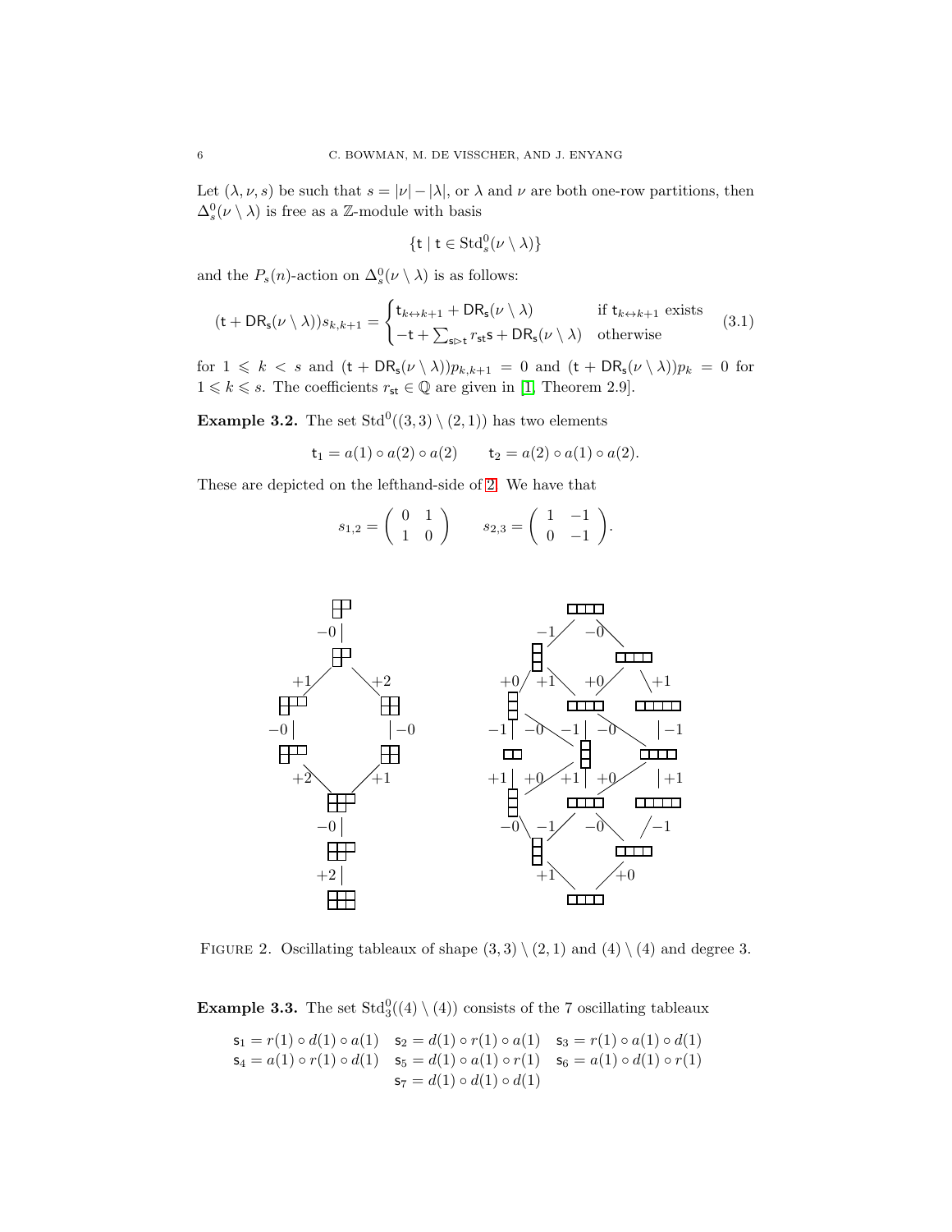Let $(\lambda, \nu, s)$ be such that $s = |\nu| - |\lambda|$, or $\lambda$ and $\nu$ are both one-row partitions, then $\Delta^0_s(\nu \setminus \lambda)$ is free as a $\mathbb{Z}$-module with basis

$$\{\mathsf{t} \mid \mathsf{t} \in \mathrm{Std}^0_s(\nu \setminus \lambda)\}$$

and the $P_s(n)$-action on $\Delta^0_s(\nu \setminus \lambda)$ is as follows:

$$(\mathsf{t} + \mathsf{DR_s}(\nu \setminus \lambda))s_{k,k+1} = \begin{cases} \mathsf{t}_{k \leftrightarrow k+1} + \mathsf{DR_s}(\nu \setminus \lambda) & \text{if } \mathsf{t}_{k\leftrightarrow k+1} \text{ exists} \\ -\mathsf{t} + \sum_{\mathsf{s} \rhd \mathsf{t}} r_{\mathsf{st}}\mathsf{s} + \mathsf{DR_s}(\nu \setminus \lambda) & \text{otherwise} \end{cases} \tag{3.1}$$

for $1 \leqslant k < s$ and $(\mathsf{t} + \mathsf{DR_s}(\nu \setminus \lambda))p_{k,k+1} = 0$ and $(\mathsf{t} + \mathsf{DR_s}(\nu \setminus \lambda))p_k = 0$ for $1 \leqslant k \leqslant s$. The coefficients $r_{\mathsf{st}} \in \mathbb{Q}$ are given in [1, Theorem 2.9].

**Example 3.2.** The set $\mathrm{Std}^0((3,3) \setminus (2,1))$ has two elements

$$\mathsf{t}_1 = a(1) \circ a(2) \circ a(2) \qquad \mathsf{t}_2 = a(2) \circ a(1) \circ a(2).$$

These are depicted on the lefthand-side of 2. We have that

$$s_{1,2} = \begin{pmatrix} 0 & 1 \\ 1 & 0 \end{pmatrix} \qquad s_{2,3} = \begin{pmatrix} 1 & -1 \\ 0 & -1 \end{pmatrix}.$$

Figure 2. Oscillating tableaux of shape $(3,3) \setminus (2,1)$ and $(4) \setminus (4)$ and degree 3.

**Example 3.3.** The set $\mathrm{Std}^0_3((4) \setminus (4))$ consists of the 7 oscillating tableaux

$\mathsf{s}_1 = r(1) \circ d(1) \circ a(1)$ $\quad \mathsf{s}_2 = d(1) \circ r(1) \circ a(1)$ $\quad \mathsf{s}_3 = r(1) \circ a(1) \circ d(1)$
$\mathsf{s}_4 = a(1) \circ r(1) \circ d(1)$ $\quad \mathsf{s}_5 = d(1) \circ a(1) \circ r(1)$ $\quad \mathsf{s}_6 = a(1) \circ d(1) \circ r(1)$
$\mathsf{s}_7 = d(1) \circ d(1) \circ d(1)$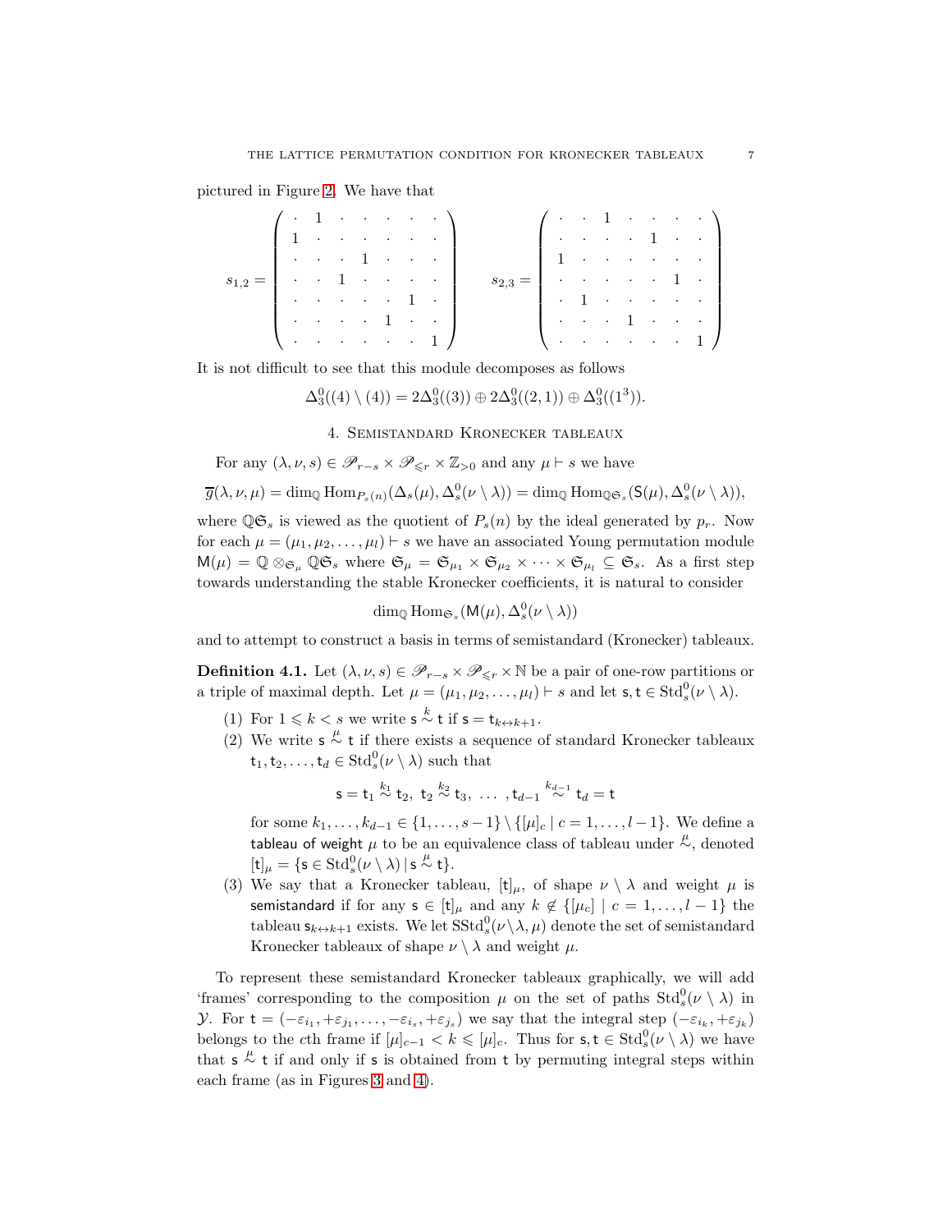pictured in Figure 2. We have that

$$
s_{1,2} = \begin{pmatrix}
\cdot & 1 & \cdot & \cdot & \cdot & \cdot & \cdot \\
1 & \cdot & \cdot & \cdot & \cdot & \cdot & \cdot \\
\cdot & \cdot & \cdot & 1 & \cdot & \cdot & \cdot \\
\cdot & \cdot & 1 & \cdot & \cdot & \cdot & \cdot \\
\cdot & \cdot & \cdot & \cdot & \cdot & 1 & \cdot \\
\cdot & \cdot & \cdot & \cdot & 1 & \cdot & \cdot \\
\cdot & \cdot & \cdot & \cdot & \cdot & \cdot & 1
\end{pmatrix}
\qquad
s_{2,3} = \begin{pmatrix}
\cdot & \cdot & 1 & \cdot & \cdot & \cdot & \cdot \\
\cdot & \cdot & \cdot & \cdot & 1 & \cdot & \cdot \\
1 & \cdot & \cdot & \cdot & \cdot & \cdot & \cdot \\
\cdot & \cdot & \cdot & \cdot & \cdot & 1 & \cdot \\
\cdot & 1 & \cdot & \cdot & \cdot & \cdot & \cdot \\
\cdot & \cdot & \cdot & 1 & \cdot & \cdot & \cdot \\
\cdot & \cdot & \cdot & \cdot & \cdot & \cdot & 1
\end{pmatrix}
$$

It is not difficult to see that this module decomposes as follows

$$\Delta_3^0((4) \setminus (4)) = 2\Delta_3^0((3)) \oplus 2\Delta_3^0((2,1)) \oplus \Delta_3^0((1^3)).$$

## 4. Semistandard Kronecker tableaux

For any $(\lambda, \nu, s) \in \mathscr{P}_{r-s} \times \mathscr{P}_{\leqslant r} \times \mathbb{Z}_{>0}$ and any $\mu \vdash s$ we have

$$\overline{g}(\lambda, \nu, \mu) = \dim_{\mathbb{Q}} \mathrm{Hom}_{P_s(n)}(\Delta_s(\mu), \Delta_s^0(\nu \setminus \lambda)) = \dim_{\mathbb{Q}} \mathrm{Hom}_{\mathbb{Q}\mathfrak{S}_s}(\mathsf{S}(\mu), \Delta_s^0(\nu \setminus \lambda)),$$

where $\mathbb{Q}\mathfrak{S}_s$ is viewed as the quotient of $P_s(n)$ by the ideal generated by $p_r$. Now for each $\mu = (\mu_1, \mu_2, \ldots, \mu_l) \vdash s$ we have an associated Young permutation module $\mathsf{M}(\mu) = \mathbb{Q} \otimes_{\mathfrak{S}_\mu} \mathbb{Q}\mathfrak{S}_s$ where $\mathfrak{S}_\mu = \mathfrak{S}_{\mu_1} \times \mathfrak{S}_{\mu_2} \times \cdots \times \mathfrak{S}_{\mu_l} \subseteq \mathfrak{S}_s$. As a first step towards understanding the stable Kronecker coefficients, it is natural to consider

$$\dim_{\mathbb{Q}} \mathrm{Hom}_{\mathfrak{S}_s}(\mathsf{M}(\mu), \Delta_s^0(\nu \setminus \lambda))$$

and to attempt to construct a basis in terms of semistandard (Kronecker) tableaux.

**Definition 4.1.** Let $(\lambda, \nu, s) \in \mathscr{P}_{r-s} \times \mathscr{P}_{\leqslant r} \times \mathbb{N}$ be a pair of one-row partitions or a triple of maximal depth. Let $\mu = (\mu_1, \mu_2, \ldots, \mu_l) \vdash s$ and let $\mathsf{s}, \mathsf{t} \in \mathrm{Std}_s^0(\nu \setminus \lambda)$.

1. For $1 \leqslant k < s$ we write $\mathsf{s} \overset{k}{\sim} \mathsf{t}$ if $\mathsf{s} = \mathsf{t}_{k \leftrightarrow k+1}$.
2. We write $\mathsf{s} \overset{\mu}{\sim} \mathsf{t}$ if there exists a sequence of standard Kronecker tableaux $\mathsf{t}_1, \mathsf{t}_2, \ldots, \mathsf{t}_d \in \mathrm{Std}_s^0(\nu \setminus \lambda)$ such that
$$\mathsf{s} = \mathsf{t}_1 \overset{k_1}{\sim} \mathsf{t}_2,\ \mathsf{t}_2 \overset{k_2}{\sim} \mathsf{t}_3,\ \ldots\ ,\mathsf{t}_{d-1} \overset{k_{d-1}}{\sim} \mathsf{t}_d = \mathsf{t}$$
for some $k_1, \ldots, k_{d-1} \in \{1, \ldots, s-1\} \setminus \{[\mu]_c \mid c = 1, \ldots, l-1\}$. We define a tableau of weight $\mu$ to be an equivalence class of tableau under $\overset{\mu}{\sim}$, denoted $[\mathsf{t}]_\mu = \{\mathsf{s} \in \mathrm{Std}_s^0(\nu \setminus \lambda) \mid \mathsf{s} \overset{\mu}{\sim} \mathsf{t}\}$.
3. We say that a Kronecker tableau, $[\mathsf{t}]_\mu$, of shape $\nu \setminus \lambda$ and weight $\mu$ is semistandard if for any $\mathsf{s} \in [\mathsf{t}]_\mu$ and any $k \notin \{[\mu_c] \mid c = 1, \ldots, l-1\}$ the tableau $\mathsf{s}_{k \leftrightarrow k+1}$ exists. We let $\mathrm{SStd}_s^0(\nu \setminus \lambda, \mu)$ denote the set of semistandard Kronecker tableaux of shape $\nu \setminus \lambda$ and weight $\mu$.

To represent these semistandard Kronecker tableaux graphically, we will add 'frames' corresponding to the composition $\mu$ on the set of paths $\mathrm{Std}_s^0(\nu \setminus \lambda)$ in $\mathcal{Y}$. For $\mathsf{t} = (-\varepsilon_{i_1}, +\varepsilon_{j_1}, \ldots, -\varepsilon_{i_s}, +\varepsilon_{j_s})$ we say that the integral step $(-\varepsilon_{i_k}, +\varepsilon_{j_k})$ belongs to the $c$th frame if $[\mu]_{c-1} < k \leqslant [\mu]_c$. Thus for $\mathsf{s}, \mathsf{t} \in \mathrm{Std}_s^0(\nu \setminus \lambda)$ we have that $\mathsf{s} \overset{\mu}{\sim} \mathsf{t}$ if and only if $\mathsf{s}$ is obtained from $\mathsf{t}$ by permuting integral steps within each frame (as in Figures 3 and 4).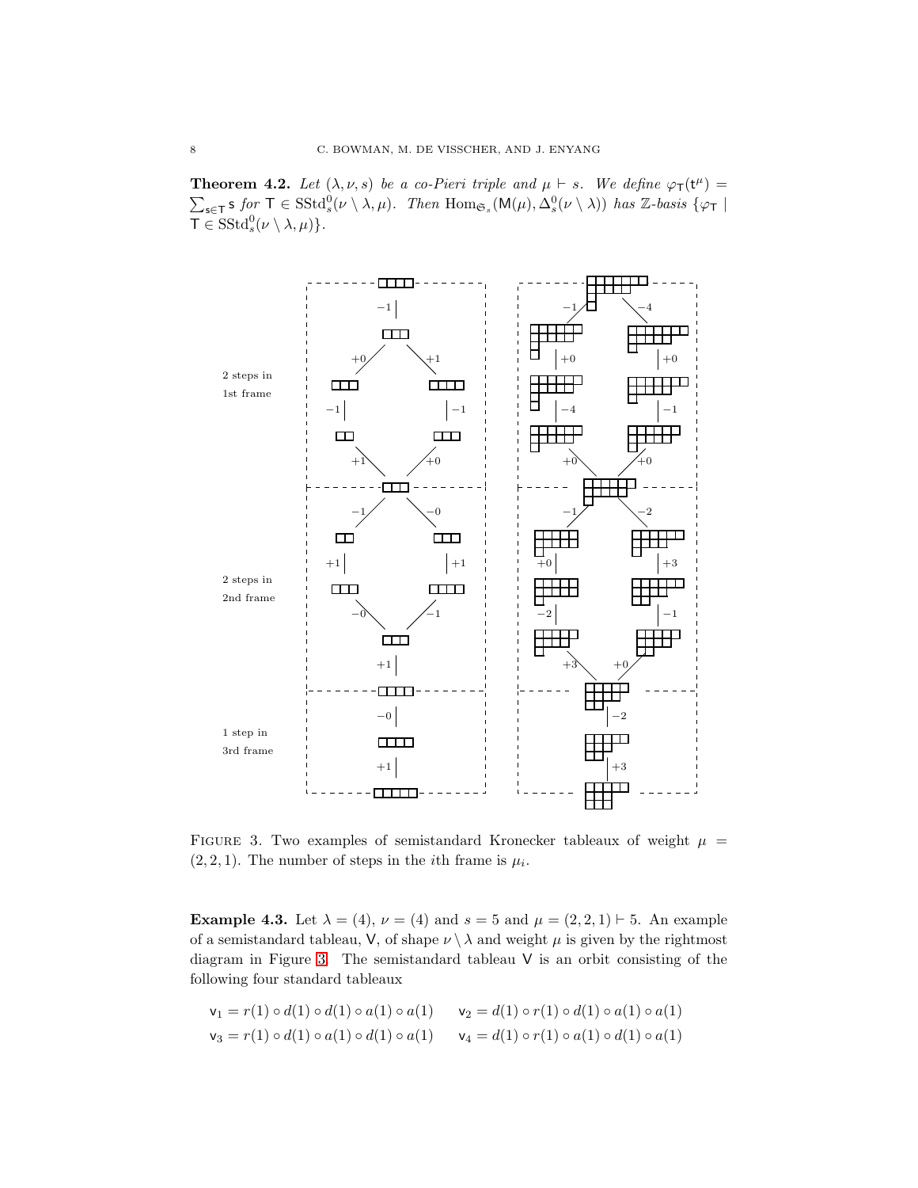**Theorem 4.2.** *Let $(\lambda, \nu, s)$ be a co-Pieri triple and $\mu \vdash s$. We define $\varphi_{\mathsf{T}}(\mathsf{t}^\mu) = \sum_{\mathsf{s} \in \mathsf{T}} \mathsf{s}$ for $\mathsf{T} \in \mathrm{SStd}^0_s(\nu \setminus \lambda, \mu)$. Then $\mathrm{Hom}_{\mathfrak{S}_s}(\mathsf{M}(\mu), \Delta^0_s(\nu \setminus \lambda))$ has $\mathbb{Z}$-basis $\{\varphi_{\mathsf{T}} \mid \mathsf{T} \in \mathrm{SStd}^0_s(\nu \setminus \lambda, \mu)\}$.*

2 steps in 1st frame

2 steps in 2nd frame

1 step in 3rd frame

Figure 3. Two examples of semistandard Kronecker tableaux of weight $\mu = (2, 2, 1)$. The number of steps in the $i$th frame is $\mu_i$.

**Example 4.3.** Let $\lambda = (4)$, $\nu = (4)$ and $s = 5$ and $\mu = (2, 2, 1) \vdash 5$. An example of a semistandard tableau, $\mathsf{V}$, of shape $\nu \setminus \lambda$ and weight $\mu$ is given by the rightmost diagram in Figure 3. The semistandard tableau $\mathsf{V}$ is an orbit consisting of the following four standard tableaux

$$\mathsf{v}_1 = r(1) \circ d(1) \circ d(1) \circ a(1) \circ a(1) \qquad \mathsf{v}_2 = d(1) \circ r(1) \circ d(1) \circ a(1) \circ a(1)$$

$$\mathsf{v}_3 = r(1) \circ d(1) \circ a(1) \circ d(1) \circ a(1) \qquad \mathsf{v}_4 = d(1) \circ r(1) \circ a(1) \circ d(1) \circ a(1)$$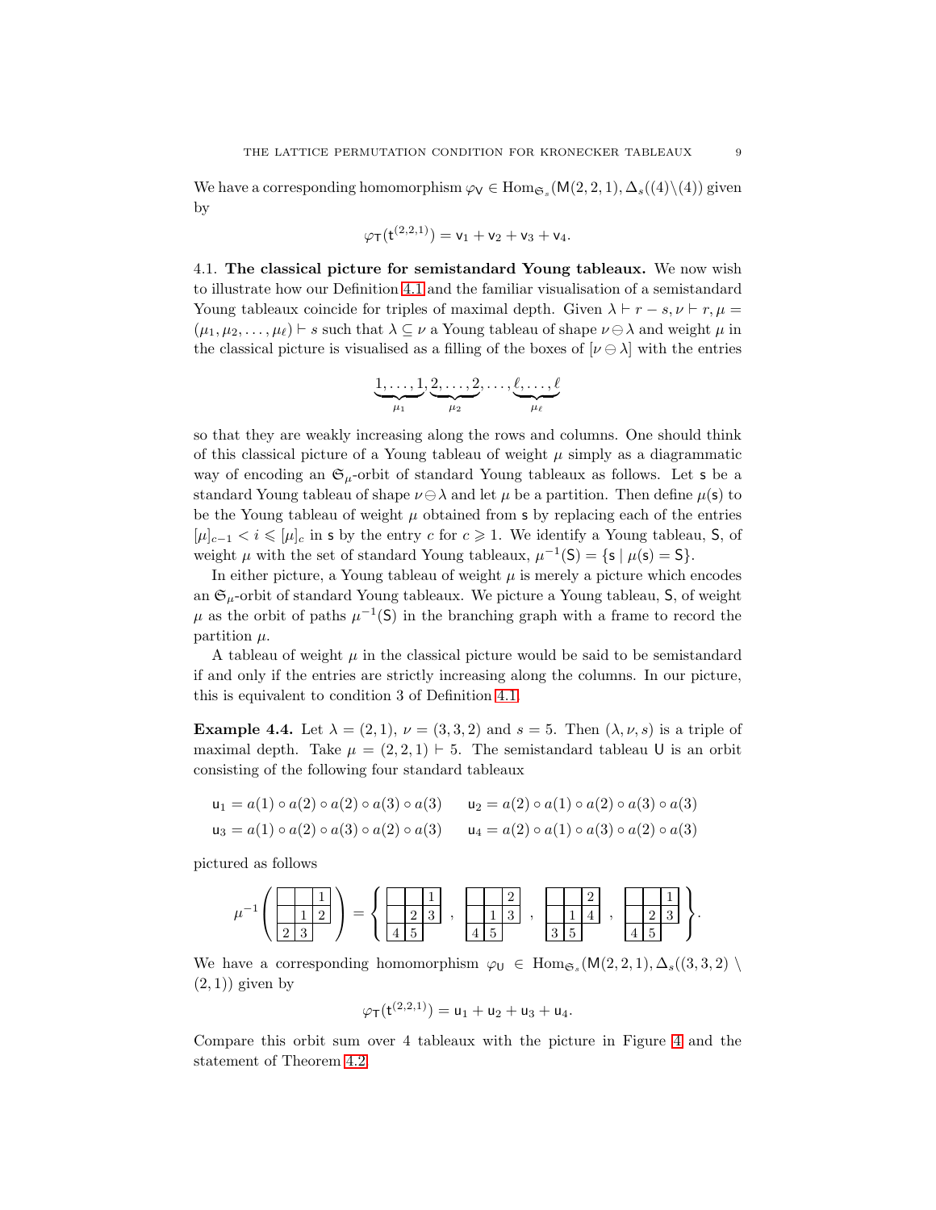We have a corresponding homomorphism $\varphi_{\mathsf{V}} \in \mathrm{Hom}_{\mathfrak{S}_s}(\mathsf{M}(2,2,1), \Delta_s((4)\backslash(4))$ given by

$$\varphi_{\mathsf{T}}(\mathsf{t}^{(2,2,1)}) = \mathsf{v}_1 + \mathsf{v}_2 + \mathsf{v}_3 + \mathsf{v}_4.$$

4.1. **The classical picture for semistandard Young tableaux.** We now wish to illustrate how our Definition 4.1 and the familiar visualisation of a semistandard Young tableaux coincide for triples of maximal depth. Given $\lambda \vdash r-s, \nu \vdash r, \mu = (\mu_1, \mu_2, \ldots, \mu_\ell) \vdash s$ such that $\lambda \subseteq \nu$ a Young tableau of shape $\nu \ominus \lambda$ and weight $\mu$ in the classical picture is visualised as a filling of the boxes of $[\nu \ominus \lambda]$ with the entries

$$\underbrace{1,\ldots,1}_{\mu_1}, \underbrace{2,\ldots,2}_{\mu_2}, \ldots, \underbrace{\ell,\ldots,\ell}_{\mu_\ell}$$

so that they are weakly increasing along the rows and columns. One should think of this classical picture of a Young tableau of weight $\mu$ simply as a diagrammatic way of encoding an $\mathfrak{S}_\mu$-orbit of standard Young tableaux as follows. Let $\mathsf{s}$ be a standard Young tableau of shape $\nu \ominus \lambda$ and let $\mu$ be a partition. Then define $\mu(\mathsf{s})$ to be the Young tableau of weight $\mu$ obtained from $\mathsf{s}$ by replacing each of the entries $[\mu]_{c-1} < i \leqslant [\mu]_c$ in $\mathsf{s}$ by the entry $c$ for $c \geqslant 1$. We identify a Young tableau, $\mathsf{S}$, of weight $\mu$ with the set of standard Young tableaux, $\mu^{-1}(\mathsf{S}) = \{\mathsf{s} \mid \mu(\mathsf{s}) = \mathsf{S}\}$.

In either picture, a Young tableau of weight $\mu$ is merely a picture which encodes an $\mathfrak{S}_\mu$-orbit of standard Young tableaux. We picture a Young tableau, $\mathsf{S}$, of weight $\mu$ as the orbit of paths $\mu^{-1}(\mathsf{S})$ in the branching graph with a frame to record the partition $\mu$.

A tableau of weight $\mu$ in the classical picture would be said to be semistandard if and only if the entries are strictly increasing along the columns. In our picture, this is equivalent to condition 3 of Definition 4.1.

**Example 4.4.** Let $\lambda = (2,1)$, $\nu = (3,3,2)$ and $s = 5$. Then $(\lambda, \nu, s)$ is a triple of maximal depth. Take $\mu = (2,2,1) \vdash 5$. The semistandard tableau $\mathsf{U}$ is an orbit consisting of the following four standard tableaux

$$\mathsf{u}_1 = a(1) \circ a(2) \circ a(2) \circ a(3) \circ a(3) \qquad \mathsf{u}_2 = a(2) \circ a(1) \circ a(2) \circ a(3) \circ a(3)$$
$$\mathsf{u}_3 = a(1) \circ a(2) \circ a(3) \circ a(2) \circ a(3) \qquad \mathsf{u}_4 = a(2) \circ a(1) \circ a(3) \circ a(2) \circ a(3)$$

pictured as follows

$$\mu^{-1}\left(\begin{array}{|c|c|c|}\hline \; & \; & 1 \\ \hline \; & 1 & 2 \\ \hline 2 & 3 \\ \cline{1-2}\end{array}\right) = \left\{ \begin{array}{|c|c|c|}\hline \; & \; & 1 \\ \hline \; & 2 & 3 \\ \hline 4 & 5 \\ \cline{1-2}\end{array}\, , \; \begin{array}{|c|c|c|}\hline \; & \; & 2 \\ \hline \; & 1 & 3 \\ \hline 4 & 5 \\ \cline{1-2}\end{array}\, , \; \begin{array}{|c|c|c|}\hline \; & \; & 2 \\ \hline \; & 1 & 4 \\ \hline 3 & 5 \\ \cline{1-2}\end{array}\, , \; \begin{array}{|c|c|c|}\hline \; & \; & 1 \\ \hline \; & 2 & 3 \\ \hline 4 & 5 \\ \cline{1-2}\end{array} \right\}.$$

We have a corresponding homomorphism $\varphi_{\mathsf{U}} \in \mathrm{Hom}_{\mathfrak{S}_s}(\mathsf{M}(2,2,1), \Delta_s((3,3,2) \setminus (2,1))$ given by

$$\varphi_{\mathsf{T}}(\mathsf{t}^{(2,2,1)}) = \mathsf{u}_1 + \mathsf{u}_2 + \mathsf{u}_3 + \mathsf{u}_4.$$

Compare this orbit sum over 4 tableaux with the picture in Figure 4 and the statement of Theorem 4.2.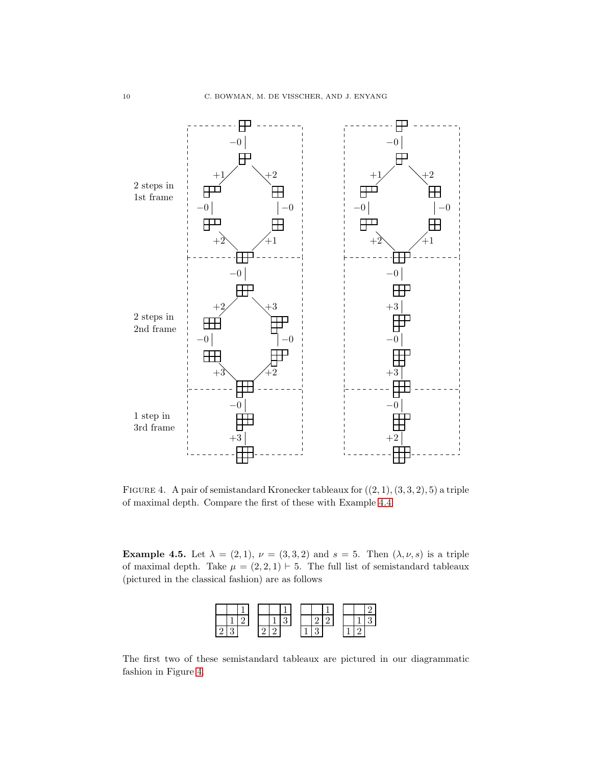Figure 4. A pair of semistandard Kronecker tableaux for $((2,1),(3,3,2),5)$ a triple of maximal depth. Compare the first of these with Example 4.4.

**Example 4.5.** Let $\lambda = (2,1)$, $\nu = (3,3,2)$ and $s = 5$. Then $(\lambda, \nu, s)$ is a triple of maximal depth. Take $\mu = (2,2,1) \vdash 5$. The full list of semistandard tableaux (pictured in the classical fashion) are as follows

|   |   |   |
|---|---|---|
|   |   | 1 |
|   | 1 | 2 |
| 2 | 3 |   |

|   |   |   |
|---|---|---|
|   |   | 1 |
|   | 1 | 3 |
| 2 | 2 |   |

|   |   |   |
|---|---|---|
|   |   | 1 |
|   | 2 | 2 |
| 1 | 3 |   |

|   |   |   |
|---|---|---|
|   |   | 2 |
|   | 1 | 3 |
| 1 | 2 |   |

The first two of these semistandard tableaux are pictured in our diagrammatic fashion in Figure 4.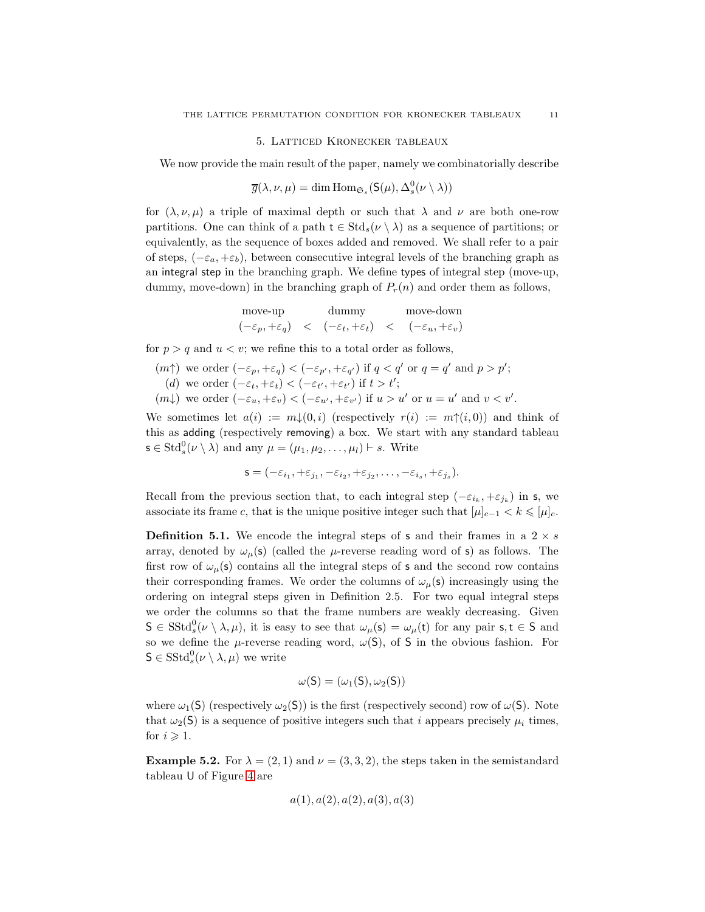## 5. Latticed Kronecker tableaux

We now provide the main result of the paper, namely we combinatorially describe

$$\overline{g}(\lambda,\nu,\mu) = \dim \operatorname{Hom}_{\mathfrak{S}_s}(\mathsf{S}(\mu), \Delta_s^0(\nu \setminus \lambda))$$

for $(\lambda, \nu, \mu)$ a triple of maximal depth or such that $\lambda$ and $\nu$ are both one-row partitions. One can think of a path $\mathsf{t} \in \mathrm{Std}_s(\nu \setminus \lambda)$ as a sequence of partitions; or equivalently, as the sequence of boxes added and removed. We shall refer to a pair of steps, $(-\varepsilon_a, +\varepsilon_b)$, between consecutive integral levels of the branching graph as an integral step in the branching graph. We define types of integral step (move-up, dummy, move-down) in the branching graph of $P_r(n)$ and order them as follows,

$$\begin{array}{ccccc} \text{move-up} & & \text{dummy} & & \text{move-down} \\ (-\varepsilon_p, +\varepsilon_q) & < & (-\varepsilon_t, +\varepsilon_t) & < & (-\varepsilon_u, +\varepsilon_v) \end{array}$$

for $p > q$ and $u < v$; we refine this to a total order as follows,

- $(m\!\uparrow)$ we order $(-\varepsilon_p, +\varepsilon_q) < (-\varepsilon_{p'}, +\varepsilon_{q'})$ if $q < q'$ or $q = q'$ and $p > p'$;
- $(d)$ we order $(-\varepsilon_t, +\varepsilon_t) < (-\varepsilon_{t'}, +\varepsilon_{t'})$ if $t > t'$;
- $(m\!\downarrow)$ we order $(-\varepsilon_u, +\varepsilon_v) < (-\varepsilon_{u'}, +\varepsilon_{v'})$ if $u > u'$ or $u = u'$ and $v < v'$.

We sometimes let $a(i) := m\!\downarrow\!(0,i)$ (respectively $r(i) := m\!\uparrow\!(i,0)$) and think of this as adding (respectively removing) a box. We start with any standard tableau $\mathsf{s} \in \mathrm{Std}_s^0(\nu \setminus \lambda)$ and any $\mu = (\mu_1, \mu_2, \dots, \mu_l) \vdash s$. Write

$$\mathsf{s} = (-\varepsilon_{i_1}, +\varepsilon_{j_1}, -\varepsilon_{i_2}, +\varepsilon_{j_2}, \dots, -\varepsilon_{i_s}, +\varepsilon_{j_s}).$$

Recall from the previous section that, to each integral step $(-\varepsilon_{i_k}, +\varepsilon_{j_k})$ in $\mathsf{s}$, we associate its frame $c$, that is the unique positive integer such that $[\mu]_{c-1} < k \leqslant [\mu]_c$.

**Definition 5.1.** We encode the integral steps of $\mathsf{s}$ and their frames in a $2 \times s$ array, denoted by $\omega_\mu(\mathsf{s})$ (called the $\mu$-reverse reading word of $\mathsf{s}$) as follows. The first row of $\omega_\mu(\mathsf{s})$ contains all the integral steps of $\mathsf{s}$ and the second row contains their corresponding frames. We order the columns of $\omega_\mu(\mathsf{s})$ increasingly using the ordering on integral steps given in Definition 2.5. For two equal integral steps we order the columns so that the frame numbers are weakly decreasing. Given $\mathsf{S} \in \mathrm{SStd}_s^0(\nu \setminus \lambda, \mu)$, it is easy to see that $\omega_\mu(\mathsf{s}) = \omega_\mu(\mathsf{t})$ for any pair $\mathsf{s}, \mathsf{t} \in \mathsf{S}$ and so we define the $\mu$-reverse reading word, $\omega(\mathsf{S})$, of $\mathsf{S}$ in the obvious fashion. For $\mathsf{S} \in \mathrm{SStd}_s^0(\nu \setminus \lambda, \mu)$ we write

$$\omega(\mathsf{S}) = (\omega_1(\mathsf{S}), \omega_2(\mathsf{S}))$$

where $\omega_1(\mathsf{S})$ (respectively $\omega_2(\mathsf{S})$) is the first (respectively second) row of $\omega(\mathsf{S})$. Note that $\omega_2(\mathsf{S})$ is a sequence of positive integers such that $i$ appears precisely $\mu_i$ times, for $i \geqslant 1$.

**Example 5.2.** For $\lambda = (2, 1)$ and $\nu = (3, 3, 2)$, the steps taken in the semistandard tableau $\mathsf{U}$ of Figure 4 are

$$a(1), a(2), a(2), a(3), a(3)$$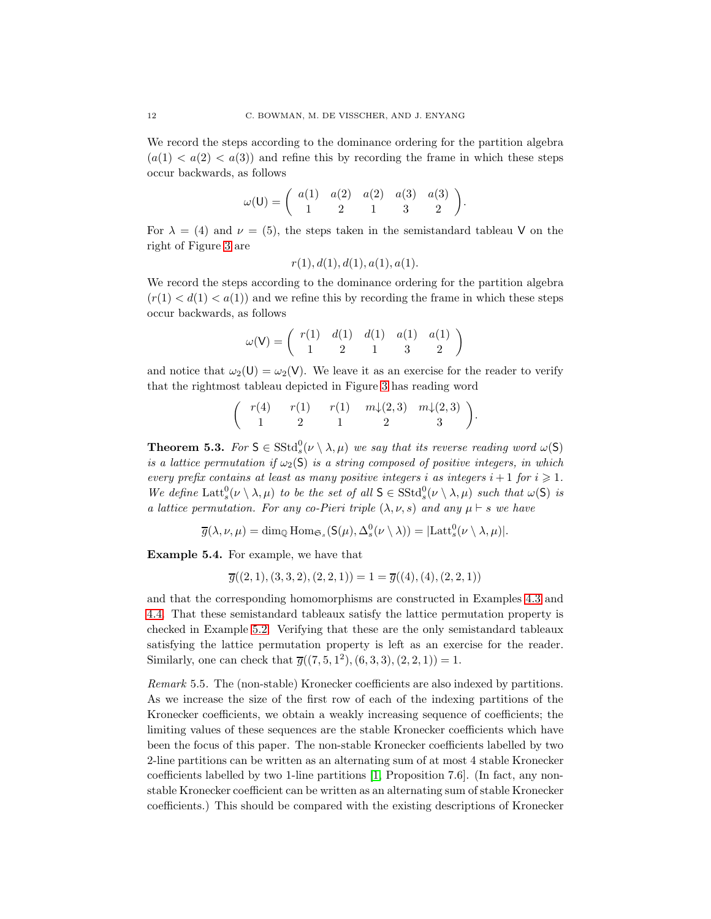We record the steps according to the dominance ordering for the partition algebra $(a(1) < a(2) < a(3))$ and refine this by recording the frame in which these steps occur backwards, as follows

$$\omega(\mathsf{U}) = \left( \begin{array}{ccccc} a(1) & a(2) & a(2) & a(3) & a(3) \\ 1 & 2 & 1 & 3 & 2 \end{array} \right).$$

For $\lambda = (4)$ and $\nu = (5)$, the steps taken in the semistandard tableau $\mathsf{V}$ on the right of Figure 3 are

$$r(1), d(1), d(1), a(1), a(1).$$

We record the steps according to the dominance ordering for the partition algebra $(r(1) < d(1) < a(1))$ and we refine this by recording the frame in which these steps occur backwards, as follows

$$\omega(\mathsf{V}) = \left( \begin{array}{ccccc} r(1) & d(1) & d(1) & a(1) & a(1) \\ 1 & 2 & 1 & 3 & 2 \end{array} \right)$$

and notice that $\omega_2(\mathsf{U}) = \omega_2(\mathsf{V})$. We leave it as an exercise for the reader to verify that the rightmost tableau depicted in Figure 3 has reading word

$$\left( \begin{array}{ccccc} r(4) & r(1) & r(1) & m{\downarrow}(2,3) & m{\downarrow}(2,3) \\ 1 & 2 & 1 & 2 & 3 \end{array} \right).$$

**Theorem 5.3.** *For $\mathsf{S} \in \mathrm{SStd}^0_s(\nu \setminus \lambda, \mu)$ we say that its reverse reading word $\omega(\mathsf{S})$ is a lattice permutation if $\omega_2(\mathsf{S})$ is a string composed of positive integers, in which every prefix contains at least as many positive integers $i$ as integers $i+1$ for $i \geqslant 1$. We define $\mathrm{Latt}^0_s(\nu \setminus \lambda, \mu)$ to be the set of all $\mathsf{S} \in \mathrm{SStd}^0_s(\nu \setminus \lambda, \mu)$ such that $\omega(\mathsf{S})$ is a lattice permutation. For any co-Pieri triple $(\lambda, \nu, s)$ and any $\mu \vdash s$ we have*

$$\overline{g}(\lambda, \nu, \mu) = \dim_{\mathbb{Q}} \mathrm{Hom}_{\mathfrak{S}_s}(\mathsf{S}(\mu), \Delta^0_s(\nu \setminus \lambda)) = |\mathrm{Latt}^0_s(\nu \setminus \lambda, \mu)|.$$

**Example 5.4.** For example, we have that

$$\overline{g}((2,1),(3,3,2),(2,2,1)) = 1 = \overline{g}((4),(4),(2,2,1))$$

and that the corresponding homomorphisms are constructed in Examples 4.3 and 4.4. That these semistandard tableaux satisfy the lattice permutation property is checked in Example 5.2. Verifying that these are the only semistandard tableaux satisfying the lattice permutation property is left as an exercise for the reader. Similarly, one can check that $\overline{g}((7,5,1^2),(6,3,3),(2,2,1)) = 1$.

*Remark* 5.5. The (non-stable) Kronecker coefficients are also indexed by partitions. As we increase the size of the first row of each of the indexing partitions of the Kronecker coefficients, we obtain a weakly increasing sequence of coefficients; the limiting values of these sequences are the stable Kronecker coefficients which have been the focus of this paper. The non-stable Kronecker coefficients labelled by two 2-line partitions can be written as an alternating sum of at most 4 stable Kronecker coefficients labelled by two 1-line partitions [1, Proposition 7.6]. (In fact, any non-stable Kronecker coefficient can be written as an alternating sum of stable Kronecker coefficients.) This should be compared with the existing descriptions of Kronecker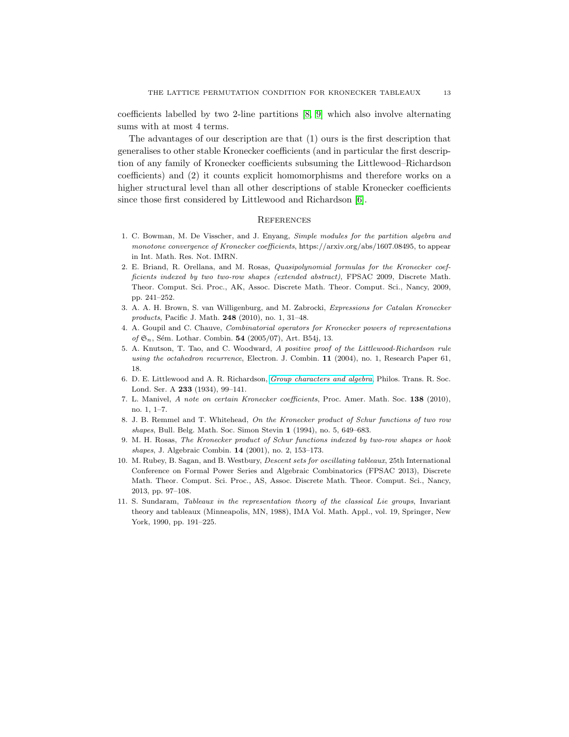coefficients labelled by two 2-line partitions [8, 9] which also involve alternating sums with at most 4 terms.

The advantages of our description are that (1) ours is the first description that generalises to other stable Kronecker coefficients (and in particular the first description of any family of Kronecker coefficients subsuming the Littlewood–Richardson coefficients) and (2) it counts explicit homomorphisms and therefore works on a higher structural level than all other descriptions of stable Kronecker coefficients since those first considered by Littlewood and Richardson [6].

## References

1. C. Bowman, M. De Visscher, and J. Enyang, *Simple modules for the partition algebra and monotone convergence of Kronecker coefficients*, https://arxiv.org/abs/1607.08495, to appear in Int. Math. Res. Not. IMRN.
2. E. Briand, R. Orellana, and M. Rosas, *Quasipolynomial formulas for the Kronecker coefficients indexed by two two-row shapes (extended abstract)*, FPSAC 2009, Discrete Math. Theor. Comput. Sci. Proc., AK, Assoc. Discrete Math. Theor. Comput. Sci., Nancy, 2009, pp. 241–252.
3. A. A. H. Brown, S. van Willigenburg, and M. Zabrocki, *Expressions for Catalan Kronecker products*, Pacific J. Math. **248** (2010), no. 1, 31–48.
4. A. Goupil and C. Chauve, *Combinatorial operators for Kronecker powers of representations of $\mathfrak{S}_n$*, Sém. Lothar. Combin. **54** (2005/07), Art. B54j, 13.
5. A. Knutson, T. Tao, and C. Woodward, *A positive proof of the Littlewood-Richardson rule using the octahedron recurrence*, Electron. J. Combin. **11** (2004), no. 1, Research Paper 61, 18.
6. D. E. Littlewood and A. R. Richardson, *Group characters and algebra*, Philos. Trans. R. Soc. Lond. Ser. A **233** (1934), 99–141.
7. L. Manivel, *A note on certain Kronecker coefficients*, Proc. Amer. Math. Soc. **138** (2010), no. 1, 1–7.
8. J. B. Remmel and T. Whitehead, *On the Kronecker product of Schur functions of two row shapes*, Bull. Belg. Math. Soc. Simon Stevin **1** (1994), no. 5, 649–683.
9. M. H. Rosas, *The Kronecker product of Schur functions indexed by two-row shapes or hook shapes*, J. Algebraic Combin. **14** (2001), no. 2, 153–173.
10. M. Rubey, B. Sagan, and B. Westbury, *Descent sets for oscillating tableaux*, 25th International Conference on Formal Power Series and Algebraic Combinatorics (FPSAC 2013), Discrete Math. Theor. Comput. Sci. Proc., AS, Assoc. Discrete Math. Theor. Comput. Sci., Nancy, 2013, pp. 97–108.
11. S. Sundaram, *Tableaux in the representation theory of the classical Lie groups*, Invariant theory and tableaux (Minneapolis, MN, 1988), IMA Vol. Math. Appl., vol. 19, Springer, New York, 1990, pp. 191–225.